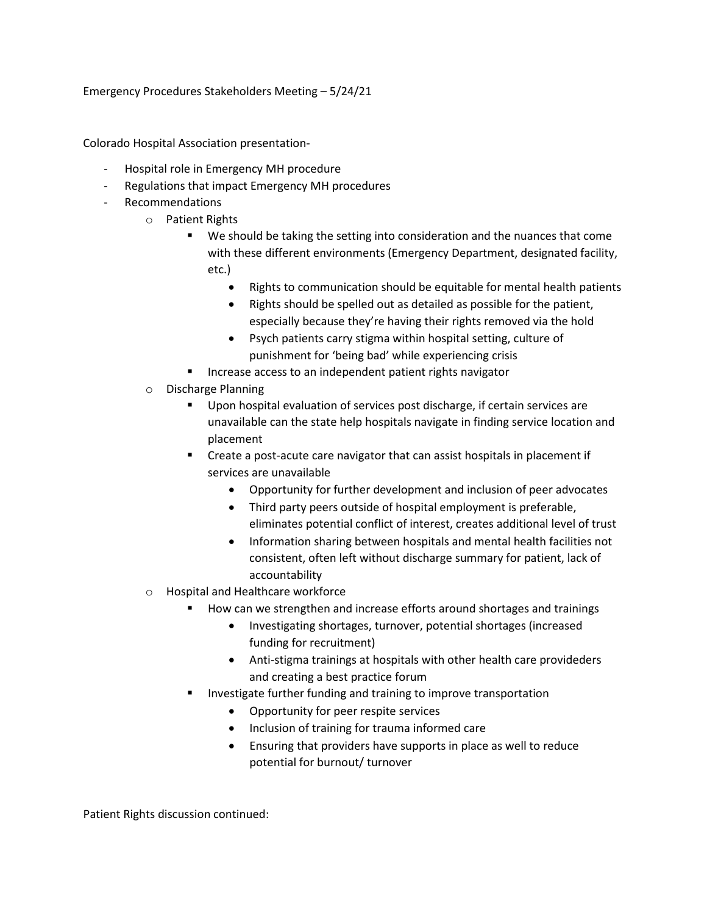Emergency Procedures Stakeholders Meeting – 5/24/21

Colorado Hospital Association presentation-

- Hospital role in Emergency MH procedure
- Regulations that impact Emergency MH procedures
- Recommendations
  - Patient Rights
    - We should be taking the setting into consideration and the nuances that come with these different environments (Emergency Department, designated facility, etc.)
      - Rights to communication should be equitable for mental health patients
      - Rights should be spelled out as detailed as possible for the patient, especially because they're having their rights removed via the hold
      - Psych patients carry stigma within hospital setting, culture of punishment for 'being bad' while experiencing crisis
    - Increase access to an independent patient rights navigator
  - Discharge Planning
    - Upon hospital evaluation of services post discharge, if certain services are unavailable can the state help hospitals navigate in finding service location and placement
    - Create a post-acute care navigator that can assist hospitals in placement if services are unavailable
      - Opportunity for further development and inclusion of peer advocates
      - Third party peers outside of hospital employment is preferable, eliminates potential conflict of interest, creates additional level of trust
      - Information sharing between hospitals and mental health facilities not consistent, often left without discharge summary for patient, lack of accountability
  - Hospital and Healthcare workforce
    - How can we strengthen and increase efforts around shortages and trainings
      - Investigating shortages, turnover, potential shortages (increased funding for recruitment)
      - Anti-stigma trainings at hospitals with other health care provideders and creating a best practice forum
    - Investigate further funding and training to improve transportation
      - Opportunity for peer respite services
      - Inclusion of training for trauma informed care
      - Ensuring that providers have supports in place as well to reduce potential for burnout/ turnover

Patient Rights discussion continued: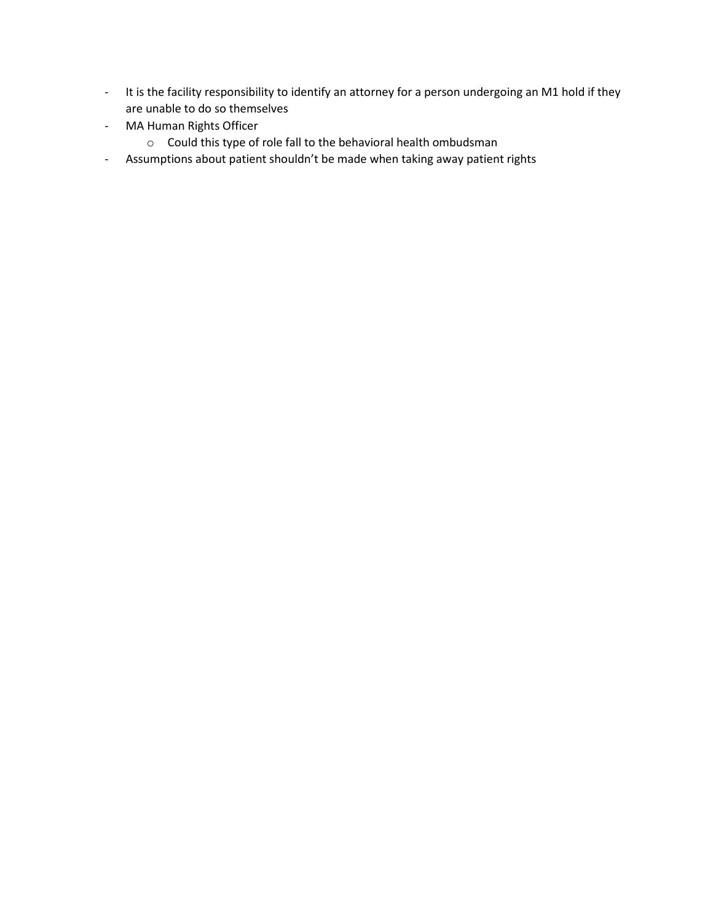- It is the facility responsibility to identify an attorney for a person undergoing an M1 hold if they are unable to do so themselves
- MA Human Rights Officer
    - Could this type of role fall to the behavioral health ombudsman
- Assumptions about patient shouldn't be made when taking away patient rights